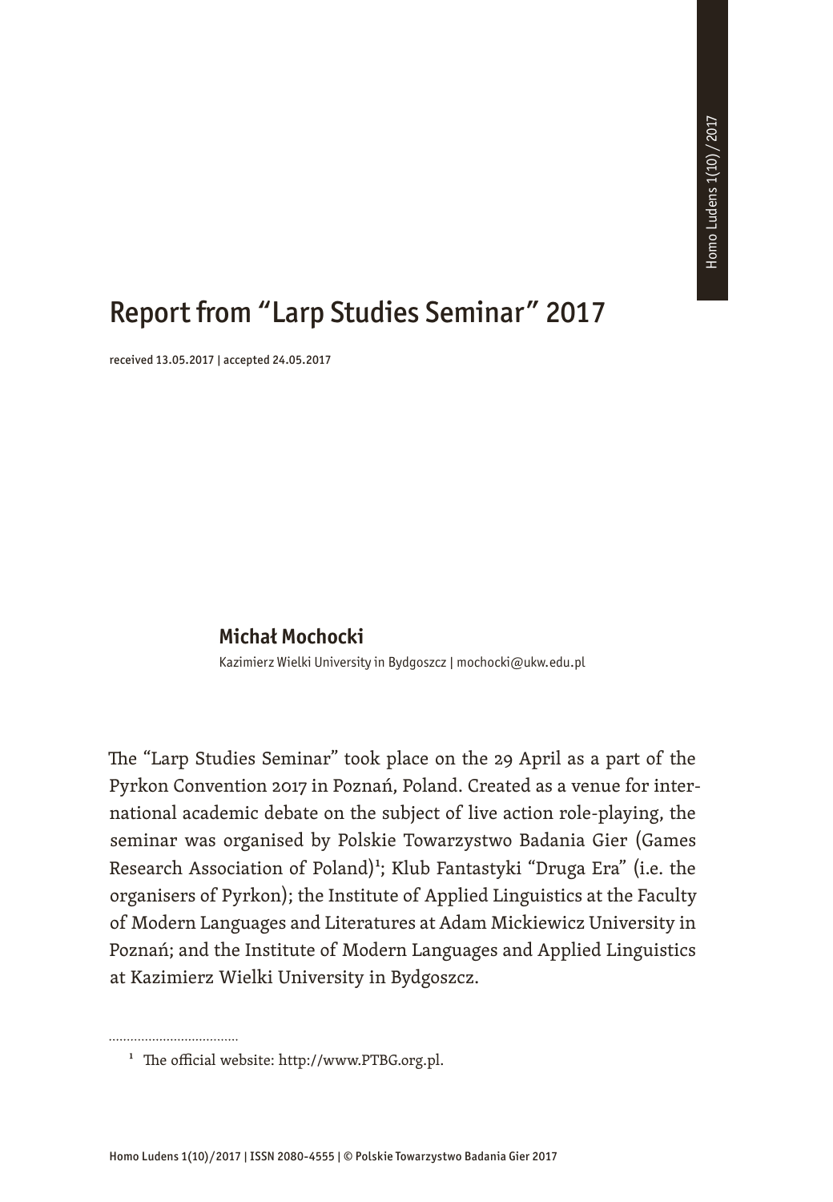# Report from "Larp Studies Seminar" 2017

received 13.05.2017 | accepted 24.05.2017

**Michał Mochocki**

Kazimierz Wielki University in Bydgoszcz | mochocki@ukw.edu.pl

The "Larp Studies Seminar" took place on the 29 April as a part of the Pyrkon Convention 2017 in Poznań, Poland. Created as a venue for international academic debate on the subject of live action role-playing, the seminar was organised by Polskie Towarzystwo Badania Gier (Games Research Association of Poland)[1]; Klub Fantastyki "Druga Era" (i.e. the organisers of Pyrkon); the Institute of Applied Linguistics at the Faculty of Modern Languages and Literatures at Adam Mickiewicz University in Poznań; and the Institute of Modern Languages and Applied Linguistics at Kazimierz Wielki University in Bydgoszcz.

---

[1] The official website: http://www.PTBG.org.pl.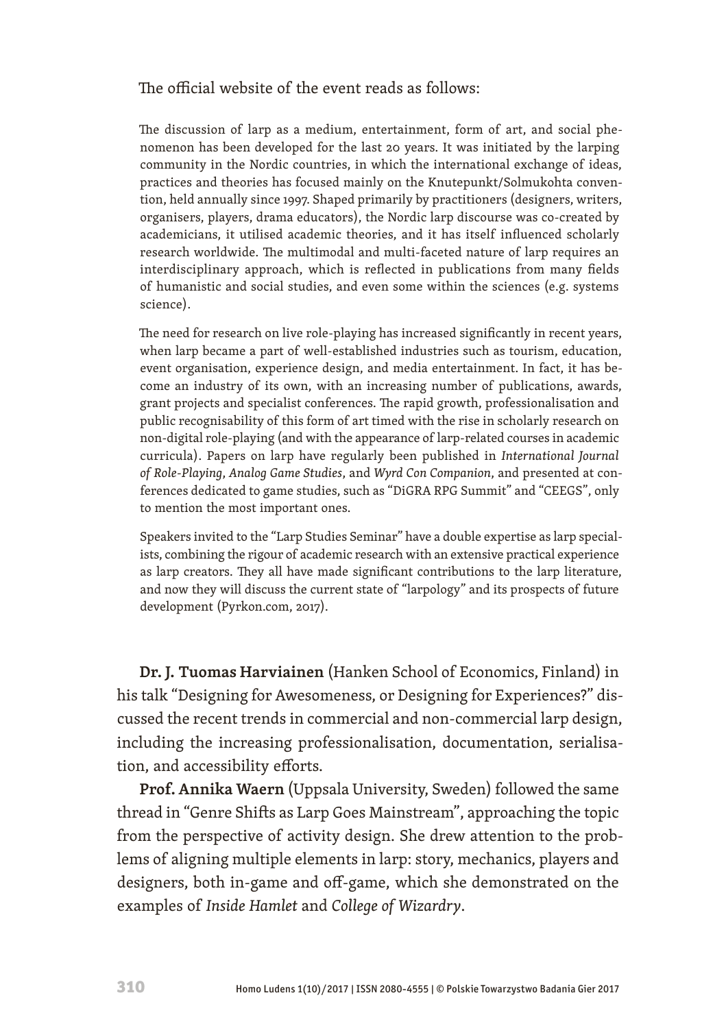The official website of the event reads as follows:

> The discussion of larp as a medium, entertainment, form of art, and social phenomenon has been developed for the last 20 years. It was initiated by the larping community in the Nordic countries, in which the international exchange of ideas, practices and theories has focused mainly on the Knutepunkt/Solmukohta convention, held annually since 1997. Shaped primarily by practitioners (designers, writers, organisers, players, drama educators), the Nordic larp discourse was co-created by academicians, it utilised academic theories, and it has itself influenced scholarly research worldwide. The multimodal and multi-faceted nature of larp requires an interdisciplinary approach, which is reflected in publications from many fields of humanistic and social studies, and even some within the sciences (e.g. systems science).
>
> The need for research on live role-playing has increased significantly in recent years, when larp became a part of well-established industries such as tourism, education, event organisation, experience design, and media entertainment. In fact, it has become an industry of its own, with an increasing number of publications, awards, grant projects and specialist conferences. The rapid growth, professionalisation and public recognisability of this form of art timed with the rise in scholarly research on non-digital role-playing (and with the appearance of larp-related courses in academic curricula). Papers on larp have regularly been published in *International Journal of Role-Playing*, *Analog Game Studies*, and *Wyrd Con Companion*, and presented at conferences dedicated to game studies, such as "DiGRA RPG Summit" and "CEEGS", only to mention the most important ones.
>
> Speakers invited to the "Larp Studies Seminar" have a double expertise as larp specialists, combining the rigour of academic research with an extensive practical experience as larp creators. They all have made significant contributions to the larp literature, and now they will discuss the current state of "larpology" and its prospects of future development (Pyrkon.com, 2017).

**Dr. J. Tuomas Harviainen** (Hanken School of Economics, Finland) in his talk "Designing for Awesomeness, or Designing for Experiences?" discussed the recent trends in commercial and non-commercial larp design, including the increasing professionalisation, documentation, serialisation, and accessibility efforts.

**Prof. Annika Waern** (Uppsala University, Sweden) followed the same thread in "Genre Shifts as Larp Goes Mainstream", approaching the topic from the perspective of activity design. She drew attention to the problems of aligning multiple elements in larp: story, mechanics, players and designers, both in-game and off-game, which she demonstrated on the examples of *Inside Hamlet* and *College of Wizardry*.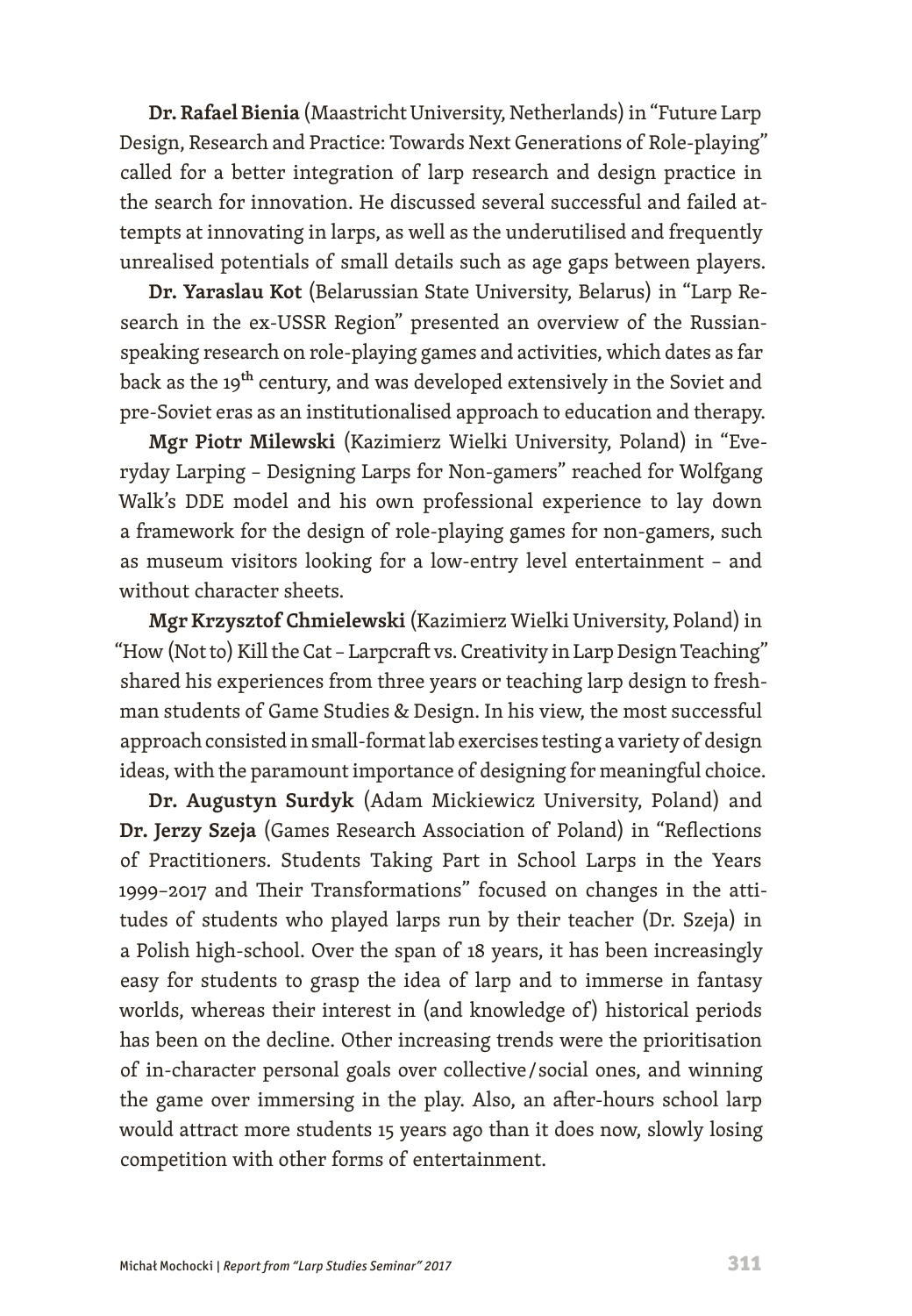**Dr. Rafael Bienia** (Maastricht University, Netherlands) in "Future Larp Design, Research and Practice: Towards Next Generations of Role-playing" called for a better integration of larp research and design practice in the search for innovation. He discussed several successful and failed attempts at innovating in larps, as well as the underutilised and frequently unrealised potentials of small details such as age gaps between players.

**Dr. Yaraslau Kot** (Belarussian State University, Belarus) in "Larp Research in the ex-USSR Region" presented an overview of the Russian-speaking research on role-playing games and activities, which dates as far back as the 19th century, and was developed extensively in the Soviet and pre-Soviet eras as an institutionalised approach to education and therapy.

**Mgr Piotr Milewski** (Kazimierz Wielki University, Poland) in "Everyday Larping – Designing Larps for Non-gamers" reached for Wolfgang Walk's DDE model and his own professional experience to lay down a framework for the design of role-playing games for non-gamers, such as museum visitors looking for a low-entry level entertainment – and without character sheets.

**Mgr Krzysztof Chmielewski** (Kazimierz Wielki University, Poland) in "How (Not to) Kill the Cat – Larpcraft vs. Creativity in Larp Design Teaching" shared his experiences from three years or teaching larp design to freshman students of Game Studies & Design. In his view, the most successful approach consisted in small-format lab exercises testing a variety of design ideas, with the paramount importance of designing for meaningful choice.

**Dr. Augustyn Surdyk** (Adam Mickiewicz University, Poland) and **Dr. Jerzy Szeja** (Games Research Association of Poland) in "Reflections of Practitioners. Students Taking Part in School Larps in the Years 1999–2017 and Their Transformations" focused on changes in the attitudes of students who played larps run by their teacher (Dr. Szeja) in a Polish high-school. Over the span of 18 years, it has been increasingly easy for students to grasp the idea of larp and to immerse in fantasy worlds, whereas their interest in (and knowledge of) historical periods has been on the decline. Other increasing trends were the prioritisation of in-character personal goals over collective/social ones, and winning the game over immersing in the play. Also, an after-hours school larp would attract more students 15 years ago than it does now, slowly losing competition with other forms of entertainment.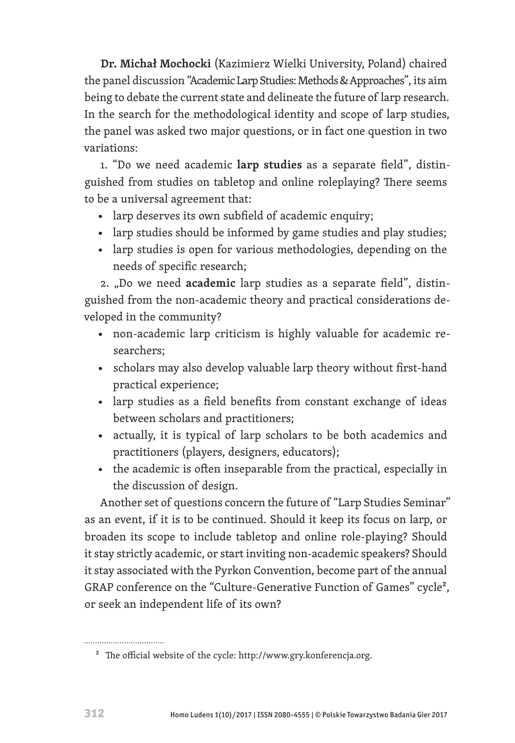**Dr. Michał Mochocki** (Kazimierz Wielki University, Poland) chaired the panel discussion "Academic Larp Studies: Methods & Approaches", its aim being to debate the current state and delineate the future of larp research. In the search for the methodological identity and scope of larp studies, the panel was asked two major questions, or in fact one question in two variations:

1. "Do we need academic **larp studies** as a separate field", distinguished from studies on tabletop and online roleplaying? There seems to be a universal agreement that:
   - larp deserves its own subfield of academic enquiry;
   - larp studies should be informed by game studies and play studies;
   - larp studies is open for various methodologies, depending on the needs of specific research;
2. „Do we need **academic** larp studies as a separate field", distinguished from the non-academic theory and practical considerations developed in the community?
   - non-academic larp criticism is highly valuable for academic researchers;
   - scholars may also develop valuable larp theory without first-hand practical experience;
   - larp studies as a field benefits from constant exchange of ideas between scholars and practitioners;
   - actually, it is typical of larp scholars to be both academics and practitioners (players, designers, educators);
   - the academic is often inseparable from the practical, especially in the discussion of design.

Another set of questions concern the future of "Larp Studies Seminar" as an event, if it is to be continued. Should it keep its focus on larp, or broaden its scope to include tabletop and online role-playing? Should it stay strictly academic, or start inviting non-academic speakers? Should it stay associated with the Pyrkon Convention, become part of the annual GRAP conference on the "Culture-Generative Function of Games" cycle[2], or seek an independent life of its own?

---

[2] The official website of the cycle: http://www.gry.konferencja.org.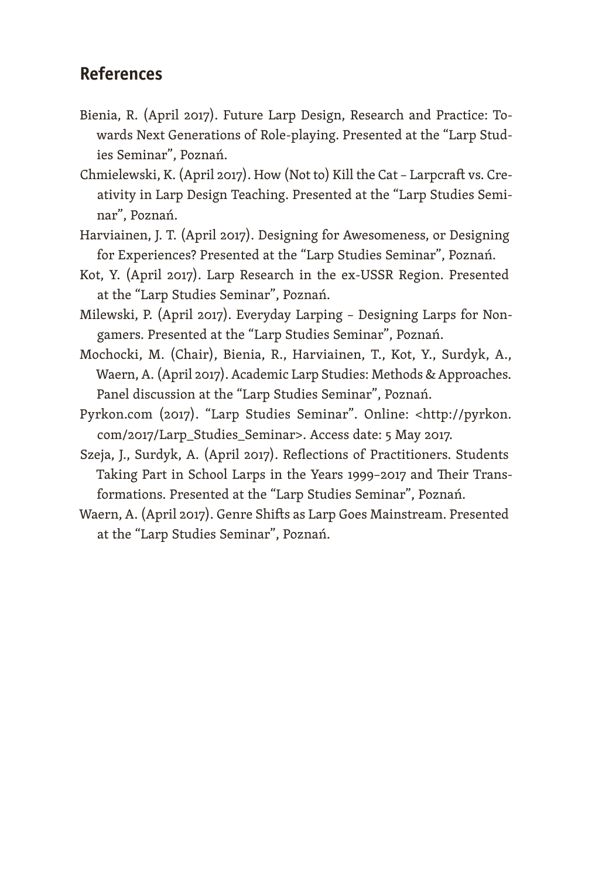## References

Bienia, R. (April 2017). Future Larp Design, Research and Practice: Towards Next Generations of Role-playing. Presented at the "Larp Studies Seminar", Poznań.

Chmielewski, K. (April 2017). How (Not to) Kill the Cat – Larpcraft vs. Creativity in Larp Design Teaching. Presented at the "Larp Studies Seminar", Poznań.

Harviainen, J. T. (April 2017). Designing for Awesomeness, or Designing for Experiences? Presented at the "Larp Studies Seminar", Poznań.

Kot, Y. (April 2017). Larp Research in the ex-USSR Region. Presented at the "Larp Studies Seminar", Poznań.

Milewski, P. (April 2017). Everyday Larping – Designing Larps for Non-gamers. Presented at the "Larp Studies Seminar", Poznań.

Mochocki, M. (Chair), Bienia, R., Harviainen, T., Kot, Y., Surdyk, A., Waern, A. (April 2017). Academic Larp Studies: Methods & Approaches. Panel discussion at the "Larp Studies Seminar", Poznań.

Pyrkon.com (2017). "Larp Studies Seminar". Online: <http://pyrkon.com/2017/Larp_Studies_Seminar>. Access date: 5 May 2017.

Szeja, J., Surdyk, A. (April 2017). Reflections of Practitioners. Students Taking Part in School Larps in the Years 1999–2017 and Their Transformations. Presented at the "Larp Studies Seminar", Poznań.

Waern, A. (April 2017). Genre Shifts as Larp Goes Mainstream. Presented at the "Larp Studies Seminar", Poznań.